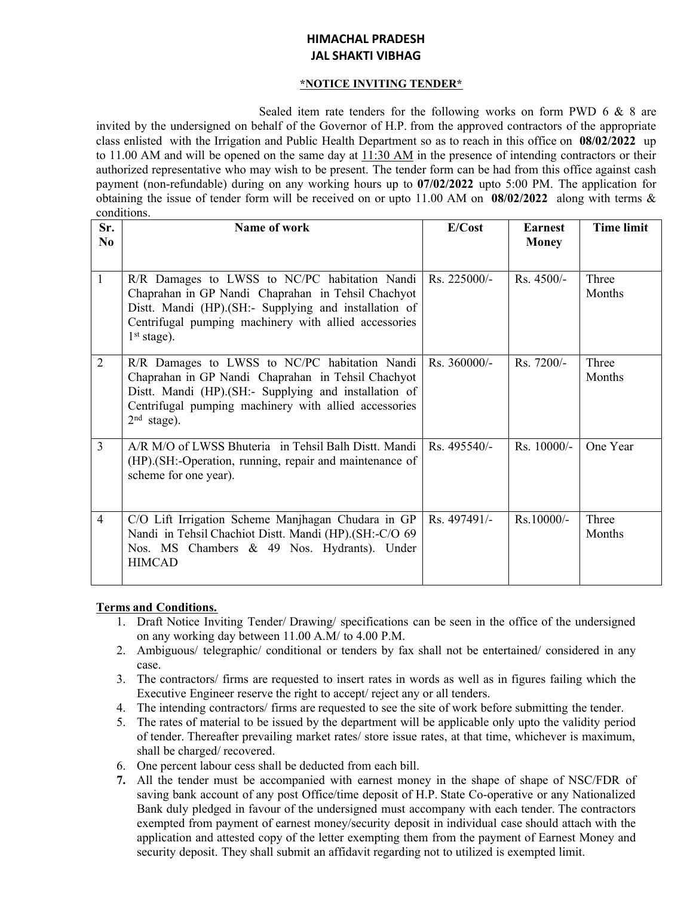# HIMACHAL PRADESH
# JAL SHAKTI VIBHAG

## \*NOTICE INVITING TENDER\*

Sealed item rate tenders for the following works on form PWD 6 & 8 are invited by the undersigned on behalf of the Governor of H.P. from the approved contractors of the appropriate class enlisted with the Irrigation and Public Health Department so as to reach in this office on **08/02/2022** up to 11.00 AM and will be opened on the same day at 11:30 AM in the presence of intending contractors or their authorized representative who may wish to be present. The tender form can be had from this office against cash payment (non-refundable) during on any working hours up to **07/02/2022** upto 5:00 PM. The application for obtaining the issue of tender form will be received on or upto 11.00 AM on **08/02/2022** along with terms & conditions.

| Sr. No | Name of work | E/Cost | Earnest Money | Time limit |
|---|---|---|---|---|
| 1 | R/R Damages to LWSS to NC/PC habitation Nandi Chaprahan in GP Nandi Chaprahan in Tehsil Chachyot Distt. Mandi (HP).(SH:- Supplying and installation of Centrifugal pumping machinery with allied accessories 1st stage). | Rs. 225000/- | Rs. 4500/- | Three Months |
| 2 | R/R Damages to LWSS to NC/PC habitation Nandi Chaprahan in GP Nandi Chaprahan in Tehsil Chachyot Distt. Mandi (HP).(SH:- Supplying and installation of Centrifugal pumping machinery with allied accessories 2nd stage). | Rs. 360000/- | Rs. 7200/- | Three Months |
| 3 | A/R M/O of LWSS Bhuteria in Tehsil Balh Distt. Mandi (HP).(SH:-Operation, running, repair and maintenance of scheme for one year). | Rs. 495540/- | Rs. 10000/- | One Year |
| 4 | C/O Lift Irrigation Scheme Manjhagan Chudara in GP Nandi in Tehsil Chachiot Distt. Mandi (HP).(SH:-C/O 69 Nos. MS Chambers & 49 Nos. Hydrants). Under HIMCAD | Rs. 497491/- | Rs.10000/- | Three Months |

**Terms and Conditions.**

1. Draft Notice Inviting Tender/ Drawing/ specifications can be seen in the office of the undersigned on any working day between 11.00 A.M/ to 4.00 P.M.
2. Ambiguous/ telegraphic/ conditional or tenders by fax shall not be entertained/ considered in any case.
3. The contractors/ firms are requested to insert rates in words as well as in figures failing which the Executive Engineer reserve the right to accept/ reject any or all tenders.
4. The intending contractors/ firms are requested to see the site of work before submitting the tender.
5. The rates of material to be issued by the department will be applicable only upto the validity period of tender. Thereafter prevailing market rates/ store issue rates, at that time, whichever is maximum, shall be charged/ recovered.
6. One percent labour cess shall be deducted from each bill.
7. All the tender must be accompanied with earnest money in the shape of shape of NSC/FDR of saving bank account of any post Office/time deposit of H.P. State Co-operative or any Nationalized Bank duly pledged in favour of the undersigned must accompany with each tender. The contractors exempted from payment of earnest money/security deposit in individual case should attach with the application and attested copy of the letter exempting them from the payment of Earnest Money and security deposit. They shall submit an affidavit regarding not to utilized is exempted limit.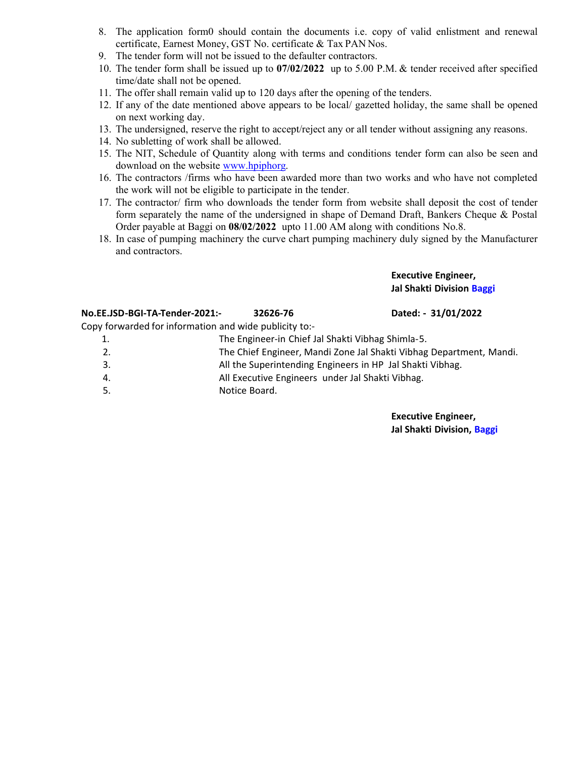8. The application form0 should contain the documents i.e. copy of valid enlistment and renewal certificate, Earnest Money, GST No. certificate & Tax PAN Nos.
9. The tender form will not be issued to the defaulter contractors.
10. The tender form shall be issued up to **07/02/2022** up to 5.00 P.M. & tender received after specified time/date shall not be opened.
11. The offer shall remain valid up to 120 days after the opening of the tenders.
12. If any of the date mentioned above appears to be local/ gazetted holiday, the same shall be opened on next working day.
13. The undersigned, reserve the right to accept/reject any or all tender without assigning any reasons.
14. No subletting of work shall be allowed.
15. The NIT, Schedule of Quantity along with terms and conditions tender form can also be seen and download on the website www.hpiphorg.
16. The contractors /firms who have been awarded more than two works and who have not completed the work will not be eligible to participate in the tender.
17. The contractor/ firm who downloads the tender form from website shall deposit the cost of tender form separately the name of the undersigned in shape of Demand Draft, Bankers Cheque & Postal Order payable at Baggi on **08/02/2022** upto 11.00 AM along with conditions No.8.
18. In case of pumping machinery the curve chart pumping machinery duly signed by the Manufacturer and contractors.

**Executive Engineer,**
**Jal Shakti Division Baggi**

**No.EE.JSD-BGI-TA-Tender-2021:- 32626-76 Dated: - 31/01/2022**

Copy forwarded for information and wide publicity to:-

1. The Engineer-in Chief Jal Shakti Vibhag Shimla-5.
2. The Chief Engineer, Mandi Zone Jal Shakti Vibhag Department, Mandi.
3. All the Superintending Engineers in HP Jal Shakti Vibhag.
4. All Executive Engineers under Jal Shakti Vibhag.
5. Notice Board.

**Executive Engineer,**
**Jal Shakti Division, Baggi**